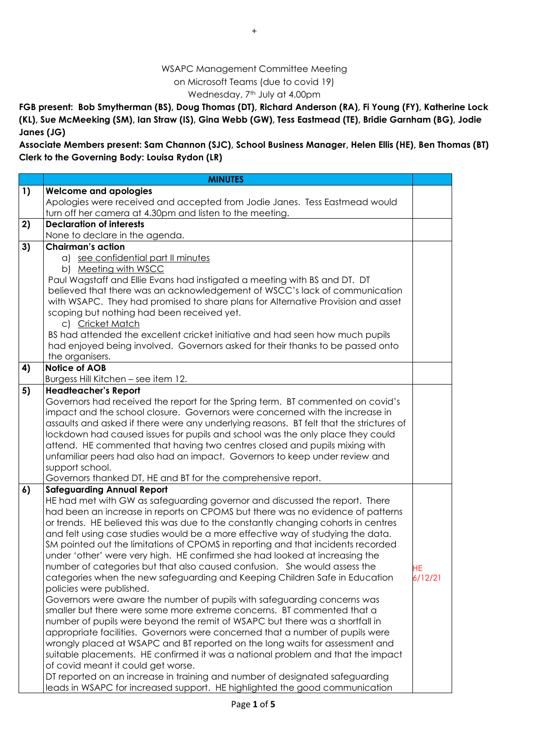+

WSAPC Management Committee Meeting
on Microsoft Teams (due to covid 19)
Wednesday, 7th July at 4.00pm

**FGB present: Bob Smytherman (BS), Doug Thomas (DT), Richard Anderson (RA), Fi Young (FY), Katherine Lock (KL), Sue McMeeking (SM), Ian Straw (IS), Gina Webb (GW), Tess Eastmead (TE), Bridie Garnham (BG), Jodie Janes (JG)**

**Associate Members present: Sam Channon (SJC), School Business Manager, Helen Ellis (HE), Ben Thomas (BT)**
**Clerk to the Governing Body: Louisa Rydon (LR)**

| | **MINUTES** | |
|---|---|---|
| **1)** | **Welcome and apologies**<br>Apologies were received and accepted from Jodie Janes. Tess Eastmead would turn off her camera at 4.30pm and listen to the meeting. | |
| **2)** | **Declaration of interests**<br>None to declare in the agenda. | |
| **3)** | **Chairman's action**<br>a) see confidential part II minutes<br>b) Meeting with WSCC<br>Paul Wagstaff and Ellie Evans had instigated a meeting with BS and DT. DT believed that there was an acknowledgement of WSCC's lack of communication with WSAPC. They had promised to share plans for Alternative Provision and asset scoping but nothing had been received yet.<br>c) Cricket Match<br>BS had attended the excellent cricket initiative and had seen how much pupils had enjoyed being involved. Governors asked for their thanks to be passed onto the organisers. | |
| **4)** | **Notice of AOB**<br>Burgess Hill Kitchen – see item 12. | |
| **5)** | **Headteacher's Report**<br>Governors had received the report for the Spring term. BT commented on covid's impact and the school closure. Governors were concerned with the increase in assaults and asked if there were any underlying reasons. BT felt that the strictures of lockdown had caused issues for pupils and school was the only place they could attend. HE commented that having two centres closed and pupils mixing with unfamiliar peers had also had an impact. Governors to keep under review and support school.<br>Governors thanked DT, HE and BT for the comprehensive report. | |
| **6)** | **Safeguarding Annual Report**<br>HE had met with GW as safeguarding governor and discussed the report. There had been an increase in reports on CPOMS but there was no evidence of patterns or trends. HE believed this was due to the constantly changing cohorts in centres and felt using case studies would be a more effective way of studying the data. SM pointed out the limitations of CPOMS in reporting and that incidents recorded under 'other' were very high. HE confirmed she had looked at increasing the number of categories but that also caused confusion. She would assess the categories when the new safeguarding and Keeping Children Safe in Education policies were published.<br>Governors were aware the number of pupils with safeguarding concerns was smaller but there were some more extreme concerns. BT commented that a number of pupils were beyond the remit of WSAPC but there was a shortfall in appropriate facilities. Governors were concerned that a number of pupils were wrongly placed at WSAPC and BT reported on the long waits for assessment and suitable placements. HE confirmed it was a national problem and that the impact of covid meant it could get worse.<br>DT reported on an increase in training and number of designated safeguarding leads in WSAPC for increased support. HE highlighted the good communication | HE<br>6/12/21 |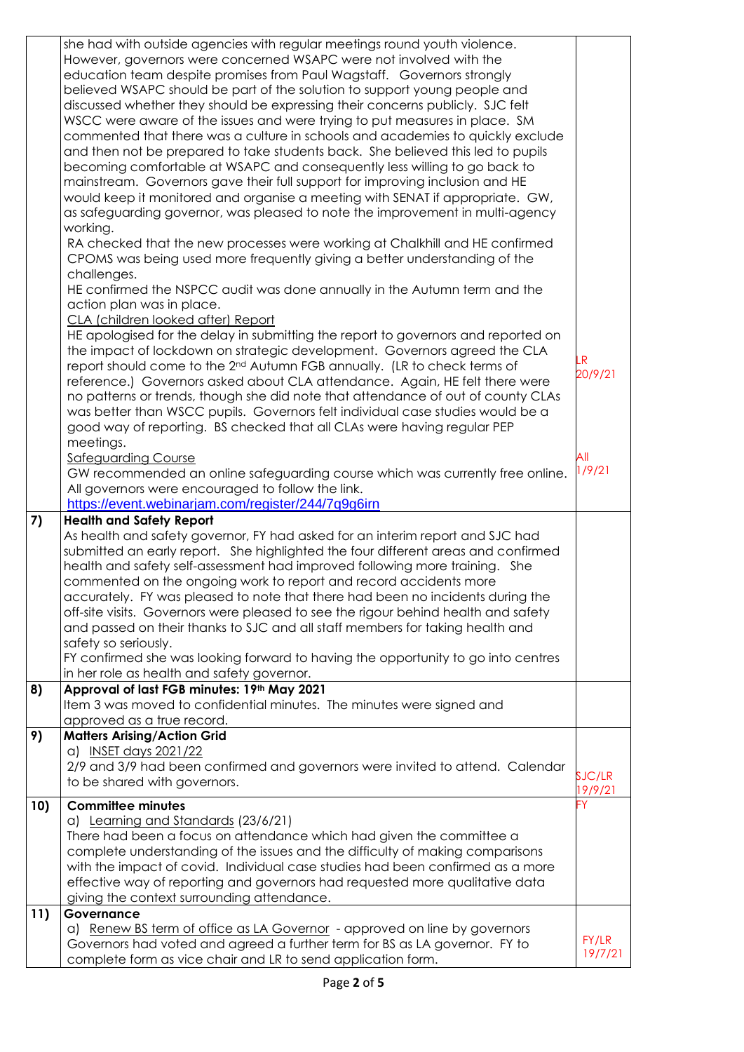| | | |
|---|---|---|
| | she had with outside agencies with regular meetings round youth violence. However, governors were concerned WSAPC were not involved with the education team despite promises from Paul Wagstaff. Governors strongly believed WSAPC should be part of the solution to support young people and discussed whether they should be expressing their concerns publicly. SJC felt WSCC were aware of the issues and were trying to put measures in place. SM commented that there was a culture in schools and academies to quickly exclude and then not be prepared to take students back. She believed this led to pupils becoming comfortable at WSAPC and consequently less willing to go back to mainstream. Governors gave their full support for improving inclusion and HE would keep it monitored and organise a meeting with SENAT if appropriate. GW, as safeguarding governor, was pleased to note the improvement in multi-agency working.<br>RA checked that the new processes were working at Chalkhill and HE confirmed CPOMS was being used more frequently giving a better understanding of the challenges.<br>HE confirmed the NSPCC audit was done annually in the Autumn term and the action plan was in place.<br><u>CLA (children looked after) Report</u><br>HE apologised for the delay in submitting the report to governors and reported on the impact of lockdown on strategic development. Governors agreed the CLA report should come to the 2nd Autumn FGB annually. (LR to check terms of reference.) Governors asked about CLA attendance. Again, HE felt there were no patterns or trends, though she did note that attendance of out of county CLAs was better than WSCC pupils. Governors felt individual case studies would be a good way of reporting. BS checked that all CLAs were having regular PEP meetings.<br><u>Safeguarding Course</u><br>GW recommended an online safeguarding course which was currently free online. All governors were encouraged to follow the link.<br>https://event.webinarjam.com/register/244/7g9g6irn | LR 20/9/21<br><br>All 1/9/21 |
| **7)** | **Health and Safety Report**<br>As health and safety governor, FY had asked for an interim report and SJC had submitted an early report. She highlighted the four different areas and confirmed health and safety self-assessment had improved following more training. She commented on the ongoing work to report and record accidents more accurately. FY was pleased to note that there had been no incidents during the off-site visits. Governors were pleased to see the rigour behind health and safety and passed on their thanks to SJC and all staff members for taking health and safety so seriously.<br>FY confirmed she was looking forward to having the opportunity to go into centres in her role as health and safety governor. | |
| **8)** | **Approval of last FGB minutes: 19th May 2021**<br>Item 3 was moved to confidential minutes. The minutes were signed and approved as a true record. | |
| **9)** | **Matters Arising/Action Grid**<br>a) <u>INSET days 2021/22</u><br>2/9 and 3/9 had been confirmed and governors were invited to attend. Calendar to be shared with governors. | SJC/LR 19/9/21 |
| **10)** | **Committee minutes**<br>a) <u>Learning and Standards</u> (23/6/21)<br>There had been a focus on attendance which had given the committee a complete understanding of the issues and the difficulty of making comparisons with the impact of covid. Individual case studies had been confirmed as a more effective way of reporting and governors had requested more qualitative data giving the context surrounding attendance. | FY |
| **11)** | **Governance**<br>a) <u>Renew BS term of office as LA Governor</u> - approved on line by governors<br>Governors had voted and agreed a further term for BS as LA governor. FY to complete form as vice chair and LR to send application form. | FY/LR 19/7/21 |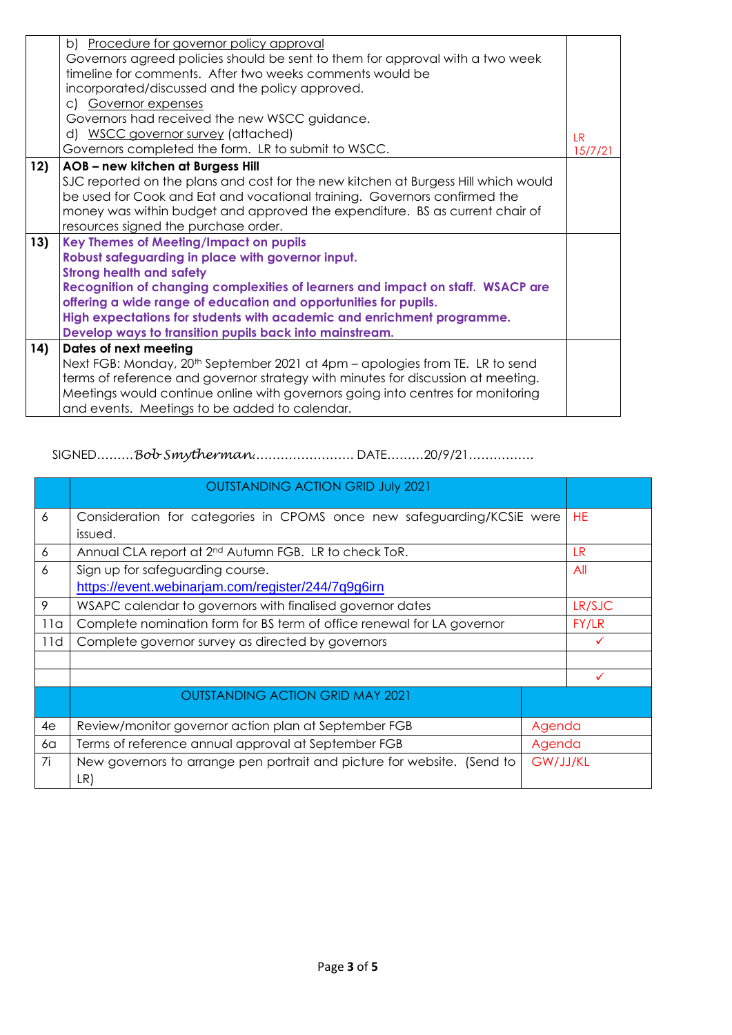| | | |
|---|---|---|
| | b) Procedure for governor policy approval<br>Governors agreed policies should be sent to them for approval with a two week timeline for comments. After two weeks comments would be incorporated/discussed and the policy approved.<br>c) Governor expenses<br>Governors had received the new WSCC guidance.<br>d) WSCC governor survey (attached)<br>Governors completed the form. LR to submit to WSCC. | LR 15/7/21 |
| 12) | **AOB – new kitchen at Burgess Hill**<br>SJC reported on the plans and cost for the new kitchen at Burgess Hill which would be used for Cook and Eat and vocational training. Governors confirmed the money was within budget and approved the expenditure. BS as current chair of resources signed the purchase order. | |
| 13) | **Key Themes of Meeting/Impact on pupils**<br>**Robust safeguarding in place with governor input.**<br>**Strong health and safety**<br>**Recognition of changing complexities of learners and impact on staff. WSACP are offering a wide range of education and opportunities for pupils.**<br>**High expectations for students with academic and enrichment programme.**<br>**Develop ways to transition pupils back into mainstream.** | |
| 14) | **Dates of next meeting**<br>Next FGB: Monday, 20th September 2021 at 4pm – apologies from TE. LR to send terms of reference and governor strategy with minutes for discussion at meeting. Meetings would continue online with governors going into centres for monitoring and events. Meetings to be added to calendar. | |

SIGNED………*Bob Smytherman*…………………….. DATE………20/9/21…………….

| | OUTSTANDING ACTION GRID July 2021 | |
|---|---|---|
| 6 | Consideration for categories in CPOMS once new safeguarding/KCSiE were issued. | HE |
| 6 | Annual CLA report at 2nd Autumn FGB. LR to check ToR. | LR |
| 6 | Sign up for safeguarding course.<br>https://event.webinarjam.com/register/244/7q9g6irn | All |
| 9 | WSAPC calendar to governors with finalised governor dates | LR/SJC |
| 11a | Complete nomination form for BS term of office renewal for LA governor | FY/LR |
| 11d | Complete governor survey as directed by governors | ✓ |
| | | |
| | | ✓ |

| | OUTSTANDING ACTION GRID MAY 2021 | |
|---|---|---|
| 4e | Review/monitor governor action plan at September FGB | Agenda |
| 6a | Terms of reference annual approval at September FGB | Agenda |
| 7i | New governors to arrange pen portrait and picture for website. (Send to LR) | GW/JJ/KL |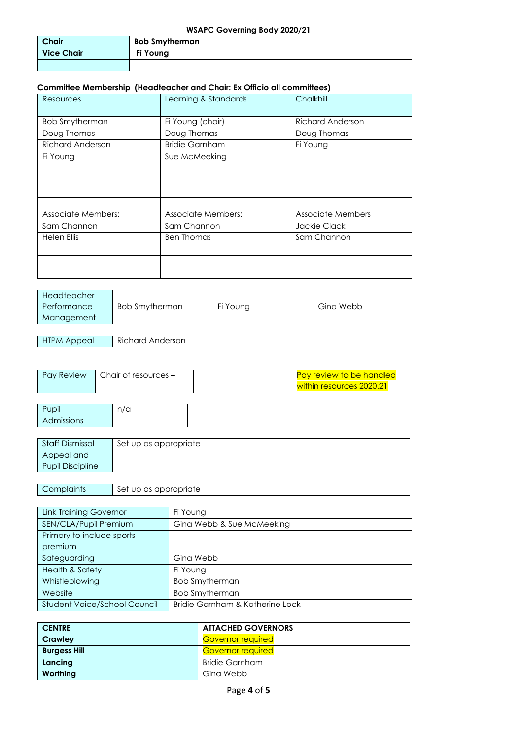**WSAPC Governing Body 2020/21**

| **Chair** | **Bob Smytherman** |
|---|---|
| **Vice Chair** | **Fi Young** |
| | |

**Committee Membership (Headteacher and Chair: Ex Officio all committees)**

| Resources | Learning & Standards | Chalkhill |
|---|---|---|
| Bob Smytherman | Fi Young (chair) | Richard Anderson |
| Doug Thomas | Doug Thomas | Doug Thomas |
| Richard Anderson | Bridie Garnham | Fi Young |
| Fi Young | Sue McMeeking | |
| | | |
| | | |
| | | |
| | | |
| Associate Members: | Associate Members: | Associate Members |
| Sam Channon | Sam Channon | Jackie Clack |
| Helen Ellis | Ben Thomas | Sam Channon |
| | | |
| | | |
| | | |

| Headteacher Performance Management | Bob Smytherman | Fi Young | Gina Webb |
|---|---|---|---|

| HTPM Appeal | Richard Anderson |
|---|---|

| Pay Review | Chair of resources – | | Pay review to be handled within resources 2020.21 |
|---|---|---|---|

| Pupil Admissions | n/a | | | |
|---|---|---|---|---|

| Staff Dismissal Appeal and Pupil Discipline | Set up as appropriate |
|---|---|

| Complaints | Set up as appropriate |
|---|---|

| Link Training Governor | Fi Young |
|---|---|
| SEN/CLA/Pupil Premium | Gina Webb & Sue McMeeking |
| Primary to include sports premium | |
| Safeguarding | Gina Webb |
| Health & Safety | Fi Young |
| Whistleblowing | Bob Smytherman |
| Website | Bob Smytherman |
| Student Voice/School Council | Bridie Garnham & Katherine Lock |

| **CENTRE** | **ATTACHED GOVERNORS** |
|---|---|
| **Crawley** | Governor required |
| **Burgess Hill** | Governor required |
| **Lancing** | Bridie Garnham |
| **Worthing** | Gina Webb |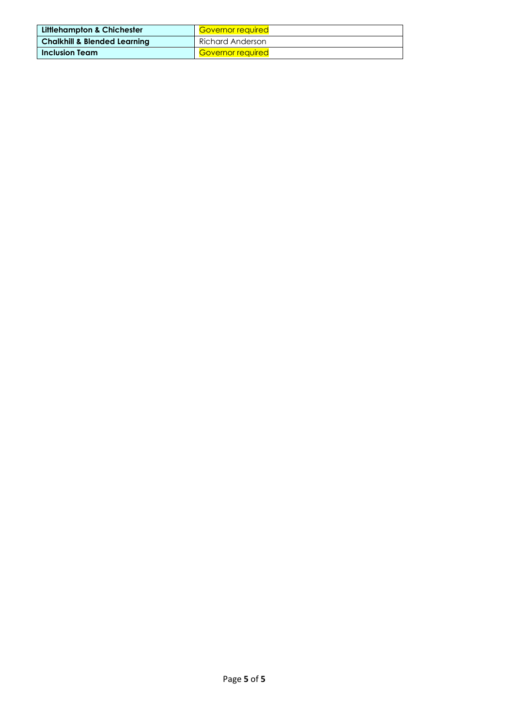| | |
|---|---|
| **Littlehampton & Chichester** | Governor required |
| **Chalkhill & Blended Learning** | Richard Anderson |
| **Inclusion Team** | Governor required |